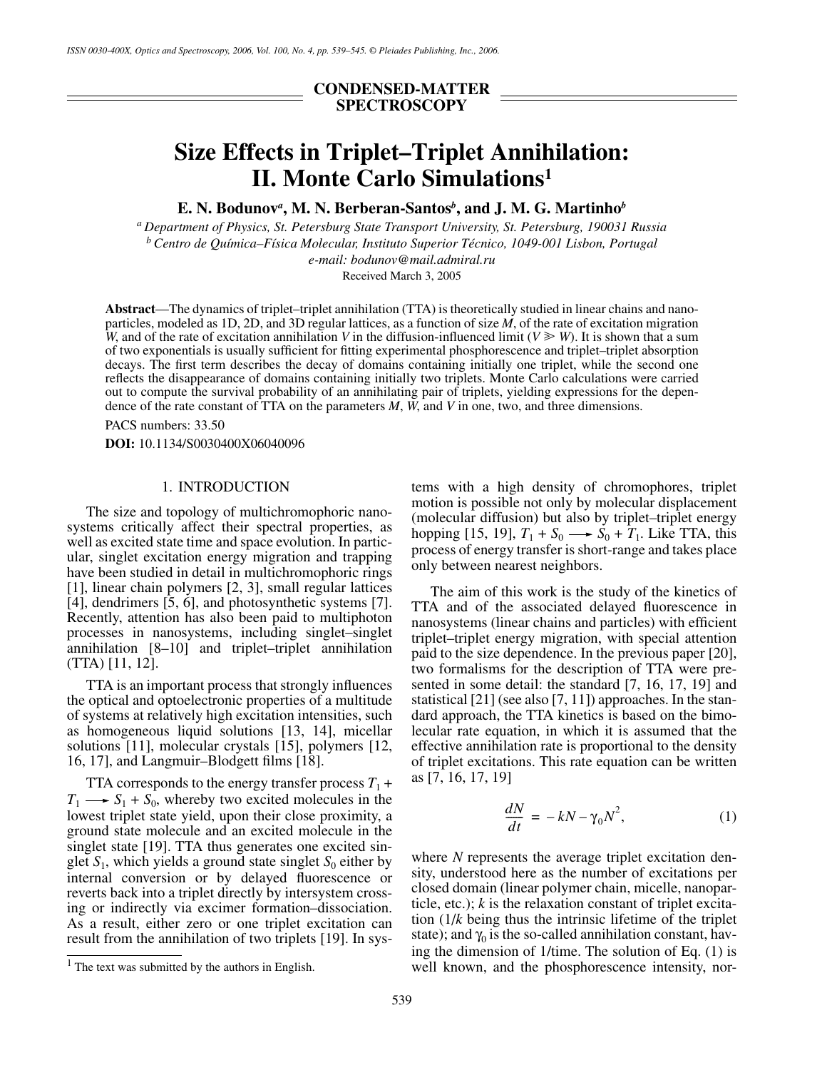## CONDENSED-MATTER SPECTROSCOPY

# Size Effects in Triplet–Triplet Annihilation: II. Monte Carlo Simulations[1]

**E. N. Bodunov[a], M. N. Berberan-Santos[b], and J. M. G. Martinho[b]**

[a] *Department of Physics, St. Petersburg State Transport University, St. Petersburg, 190031 Russia*
[b] *Centro de Química–Física Molecular, Instituto Superior Técnico, 1049-001 Lisbon, Portugal*
*e-mail: bodunov@mail.admiral.ru*

Received March 3, 2005

**Abstract**—The dynamics of triplet–triplet annihilation (TTA) is theoretically studied in linear chains and nanoparticles, modeled as 1D, 2D, and 3D regular lattices, as a function of size $M$, of the rate of excitation migration $W$, and of the rate of excitation annihilation $V$ in the diffusion-influenced limit ($V \gg W$). It is shown that a sum of two exponentials is usually sufficient for fitting experimental phosphorescence and triplet–triplet absorption decays. The first term describes the decay of domains containing initially one triplet, while the second one reflects the disappearance of domains containing initially two triplets. Monte Carlo calculations were carried out to compute the survival probability of an annihilating pair of triplets, yielding expressions for the dependence of the rate constant of TTA on the parameters $M$, $W$, and $V$ in one, two, and three dimensions.

PACS numbers: 33.50

**DOI:** 10.1134/S0030400X06040096

## 1. INTRODUCTION

The size and topology of multichromophoric nanosystems critically affect their spectral properties, as well as excited state time and space evolution. In particular, singlet excitation energy migration and trapping have been studied in detail in multichromophoric rings [1], linear chain polymers [2, 3], small regular lattices [4], dendrimers [5, 6], and photosynthetic systems [7]. Recently, attention has also been paid to multiphoton processes in nanosystems, including singlet–singlet annihilation [8–10] and triplet–triplet annihilation (TTA) [11, 12].

TTA is an important process that strongly influences the optical and optoelectronic properties of a multitude of systems at relatively high excitation intensities, such as homogeneous liquid solutions [13, 14], micellar solutions [11], molecular crystals [15], polymers [12, 16, 17], and Langmuir–Blodgett films [18].

TTA corresponds to the energy transfer process $T_1 + T_1 \longrightarrow S_1 + S_0$, whereby two excited molecules in the lowest triplet state yield, upon their close proximity, a ground state molecule and an excited molecule in the singlet state [19]. TTA thus generates one excited singlet $S_1$, which yields a ground state singlet $S_0$ either by internal conversion or by delayed fluorescence or reverts back into a triplet directly by intersystem crossing or indirectly via excimer formation–dissociation. As a result, either zero or one triplet excitation can result from the annihilation of two triplets [19]. In systems with a high density of chromophores, triplet motion is possible not only by molecular displacement (molecular diffusion) but also by triplet–triplet energy hopping [15, 19], $T_1 + S_0 \longrightarrow S_0 + T_1$. Like TTA, this process of energy transfer is short-range and takes place only between nearest neighbors.

The aim of this work is the study of the kinetics of TTA and of the associated delayed fluorescence in nanosystems (linear chains and particles) with efficient triplet–triplet energy migration, with special attention paid to the size dependence. In the previous paper [20], two formalisms for the description of TTA were presented in some detail: the standard [7, 16, 17, 19] and statistical [21] (see also [7, 11]) approaches. In the standard approach, the TTA kinetics is based on the bimolecular rate equation, in which it is assumed that the effective annihilation rate is proportional to the density of triplet excitations. This rate equation can be written as [7, 16, 17, 19]

$$\frac{dN}{dt} = -kN - \gamma_0 N^2, \tag{1}$$

where $N$ represents the average triplet excitation density, understood here as the number of excitations per closed domain (linear polymer chain, micelle, nanoparticle, etc.); $k$ is the relaxation constant of triplet excitation ($1/k$ being thus the intrinsic lifetime of the triplet state); and $\gamma_0$ is the so-called annihilation constant, having the dimension of 1/time. The solution of Eq. (1) is well known, and the phosphorescence intensity, nor-

[1] The text was submitted by the authors in English.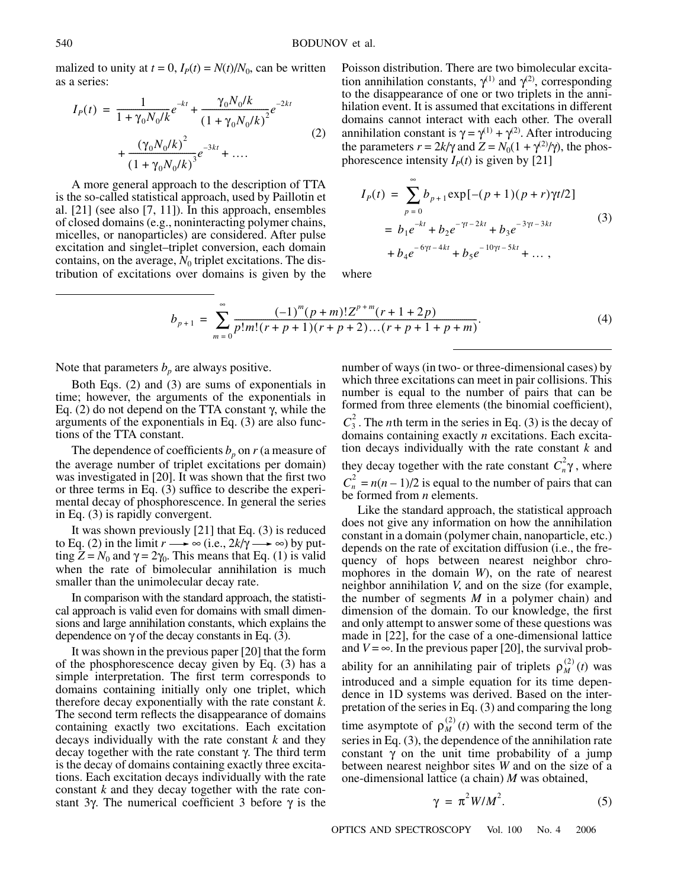malized to unity at $t = 0$, $I_P(t) = N(t)/N_0$, can be written as a series:

$$I_P(t) = \frac{1}{1+\gamma_0 N_0/k}e^{-kt} + \frac{\gamma_0 N_0/k}{(1+\gamma_0 N_0/k)^2}e^{-2kt} + \frac{(\gamma_0 N_0/k)^2}{(1+\gamma_0 N_0/k)^3}e^{-3kt} + \dots \tag{2}$$

A more general approach to the description of TTA is the so-called statistical approach, used by Paillotin et al. [21] (see also [7, 11]). In this approach, ensembles of closed domains (e.g., noninteracting polymer chains, micelles, or nanoparticles) are considered. After pulse excitation and singlet–triplet conversion, each domain contains, on the average, $N_0$ triplet excitations. The distribution of excitations over domains is given by the Poisson distribution. There are two bimolecular excitation annihilation constants, $\gamma^{(1)}$ and $\gamma^{(2)}$, corresponding to the disappearance of one or two triplets in the annihilation event. It is assumed that excitations in different domains cannot interact with each other. The overall annihilation constant is $\gamma = \gamma^{(1)} + \gamma^{(2)}$. After introducing the parameters $r = 2k/\gamma$ and $Z = N_0(1 + \gamma^{(2)}/\gamma)$, the phosphorescence intensity $I_P(t)$ is given by [21]

$$I_P(t) = \sum_{p=0}^{\infty} b_{p+1}\exp[-(p+1)(p+r)\gamma t/2] = b_1 e^{-kt} + b_2 e^{-\gamma t - 2kt} + b_3 e^{-3\gamma t - 3kt} + b_4 e^{-6\gamma t - 4kt} + b_5 e^{-10\gamma t - 5kt} + \dots, \tag{3}$$

where

$$b_{p+1} = \sum_{m=0}^{\infty} \frac{(-1)^m (p+m)! Z^{p+m}(r+1+2p)}{p!m!(r+p+1)(r+p+2)\dots(r+p+1+p+m)}. \tag{4}$$

Note that parameters $b_p$ are always positive.

Both Eqs. (2) and (3) are sums of exponentials in time; however, the arguments of the exponentials in Eq. (2) do not depend on the TTA constant $\gamma$, while the arguments of the exponentials in Eq. (3) are also functions of the TTA constant.

The dependence of coefficients $b_p$ on $r$ (a measure of the average number of triplet excitations per domain) was investigated in [20]. It was shown that the first two or three terms in Eq. (3) suffice to describe the experimental decay of phosphorescence. In general the series in Eq. (3) is rapidly convergent.

It was shown previously [21] that Eq. (3) is reduced to Eq. (2) in the limit $r \longrightarrow \infty$ (i.e., $2k/\gamma \longrightarrow \infty$) by putting $Z = N_0$ and $\gamma = 2\gamma_0$. This means that Eq. (1) is valid when the rate of bimolecular annihilation is much smaller than the unimolecular decay rate.

In comparison with the standard approach, the statistical approach is valid even for domains with small dimensions and large annihilation constants, which explains the dependence on $\gamma$ of the decay constants in Eq. (3).

It was shown in the previous paper [20] that the form of the phosphorescence decay given by Eq. (3) has a simple interpretation. The first term corresponds to domains containing initially only one triplet, which therefore decay exponentially with the rate constant $k$. The second term reflects the disappearance of domains containing exactly two excitations. Each excitation decays individually with the rate constant $k$ and they decay together with the rate constant $\gamma$. The third term is the decay of domains containing exactly three excitations. Each excitation decays individually with the rate constant $k$ and they decay together with the rate constant $3\gamma$. The numerical coefficient 3 before $\gamma$ is the number of ways (in two- or three-dimensional cases) by which three excitations can meet in pair collisions. This number is equal to the number of pairs that can be formed from three elements (the binomial coefficient), $C_3^2$. The $n$th term in the series in Eq. (3) is the decay of domains containing exactly $n$ excitations. Each excitation decays individually with the rate constant $k$ and they decay together with the rate constant $C_n^2\gamma$, where $C_n^2 = n(n-1)/2$ is equal to the number of pairs that can be formed from $n$ elements.

Like the standard approach, the statistical approach does not give any information on how the annihilation constant in a domain (polymer chain, nanoparticle, etc.) depends on the rate of excitation diffusion (i.e., the frequency of hops between nearest neighbor chromophores in the domain $W$), on the rate of nearest neighbor annihilation $V$, and on the size (for example, the number of segments $M$ in a polymer chain) and dimension of the domain. To our knowledge, the first and only attempt to answer some of these questions was made in [22], for the case of a one-dimensional lattice and $V = \infty$. In the previous paper [20], the survival probability for an annihilating pair of triplets $\rho_M^{(2)}(t)$ was introduced and a simple equation for its time dependence in 1D systems was derived. Based on the interpretation of the series in Eq. (3) and comparing the long time asymptote of $\rho_M^{(2)}(t)$ with the second term of the series in Eq. (3), the dependence of the annihilation rate constant $\gamma$ on the unit time probability of a jump between nearest neighbor sites $W$ and on the size of a one-dimensional lattice (a chain) $M$ was obtained,

$$\gamma = \pi^2 W/M^2. \tag{5}$$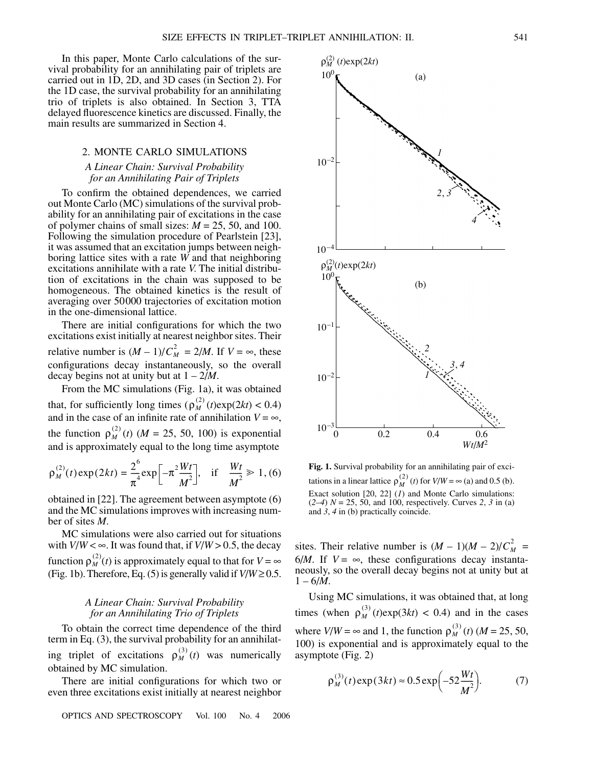In this paper, Monte Carlo calculations of the survival probability for an annihilating pair of triplets are carried out in 1D, 2D, and 3D cases (in Section 2). For the 1D case, the survival probability for an annihilating trio of triplets is also obtained. In Section 3, TTA delayed fluorescence kinetics are discussed. Finally, the main results are summarized in Section 4.

## 2. MONTE CARLO SIMULATIONS

### *A Linear Chain: Survival Probability for an Annihilating Pair of Triplets*

To confirm the obtained dependences, we carried out Monte Carlo (MC) simulations of the survival probability for an annihilating pair of excitations in the case of polymer chains of small sizes: $M = 25$, 50, and 100. Following the simulation procedure of Pearlstein [23], it was assumed that an excitation jumps between neighboring lattice sites with a rate $W$ and that neighboring excitations annihilate with a rate $V$. The initial distribution of excitations in the chain was supposed to be homogeneous. The obtained kinetics is the result of averaging over 50000 trajectories of excitation motion in the one-dimensional lattice.

There are initial configurations for which the two excitations exist initially at nearest neighbor sites. Their relative number is $(M-1)/C_M^2 = 2/M$. If $V = \infty$, these configurations decay instantaneously, so the overall decay begins not at unity but at $1 - 2/M$.

From the MC simulations (Fig. 1a), it was obtained that, for sufficiently long times ($\rho_M^{(2)}(t)\exp(2kt) < 0.4$) and in the case of an infinite rate of annihilation $V = \infty$, the function $\rho_M^{(2)}(t)$ ($M = 25$, 50, 100) is exponential and is approximately equal to the long time asymptote

$$\rho_M^{(2)}(t)\exp(2kt) = \frac{2^6}{\pi^4}\exp\left[-\pi^2\frac{Wt}{M^2}\right], \quad \text{if} \quad \frac{Wt}{M^2} \gg 1, \tag{6}$$

obtained in [22]. The agreement between asymptote (6) and the MC simulations improves with increasing number of sites $M$.

MC simulations were also carried out for situations with $V/W < \infty$. It was found that, if $V/W > 0.5$, the decay function $\rho_M^{(2)}(t)$ is approximately equal to that for $V = \infty$ (Fig. 1b). Therefore, Eq. (5) is generally valid if $V/W \geq 0.5$.

### *A Linear Chain: Survival Probability for an Annihilating Trio of Triplets*

To obtain the correct time dependence of the third term in Eq. (3), the survival probability for an annihilating triplet of excitations $\rho_M^{(3)}(t)$ was numerically obtained by MC simulation.

There are initial configurations for which two or even three excitations exist initially at nearest neighbor sites. Their relative number is $(M-1)(M-2)/C_M^2 = 6/M$. If $V = \infty$, these configurations decay instantaneously, so the overall decay begins not at unity but at $1 - 6/M$.

Using MC simulations, it was obtained that, at long times (when $\rho_M^{(3)}(t)\exp(3kt) < 0.4$) and in the cases where $V/W = \infty$ and 1, the function $\rho_M^{(3)}(t)$ ($M = 25$, 50, 100) is exponential and is approximately equal to the asymptote (Fig. 2)

$$\rho_M^{(3)}(t)\exp(3kt) \approx 0.5\exp\left(-52\frac{Wt}{M^2}\right). \tag{7}$$

**Fig. 1.** Survival probability for an annihilating pair of excitations in a linear lattice $\rho_M^{(2)}(t)$ for $V/W = \infty$ (a) and 0.5 (b). Exact solution [20, 22] (*1*) and Monte Carlo simulations: (*2–4*) $N = 25$, 50, and 100, respectively. Curves *2*, *3* in (a) and *3*, *4* in (b) practically coincide.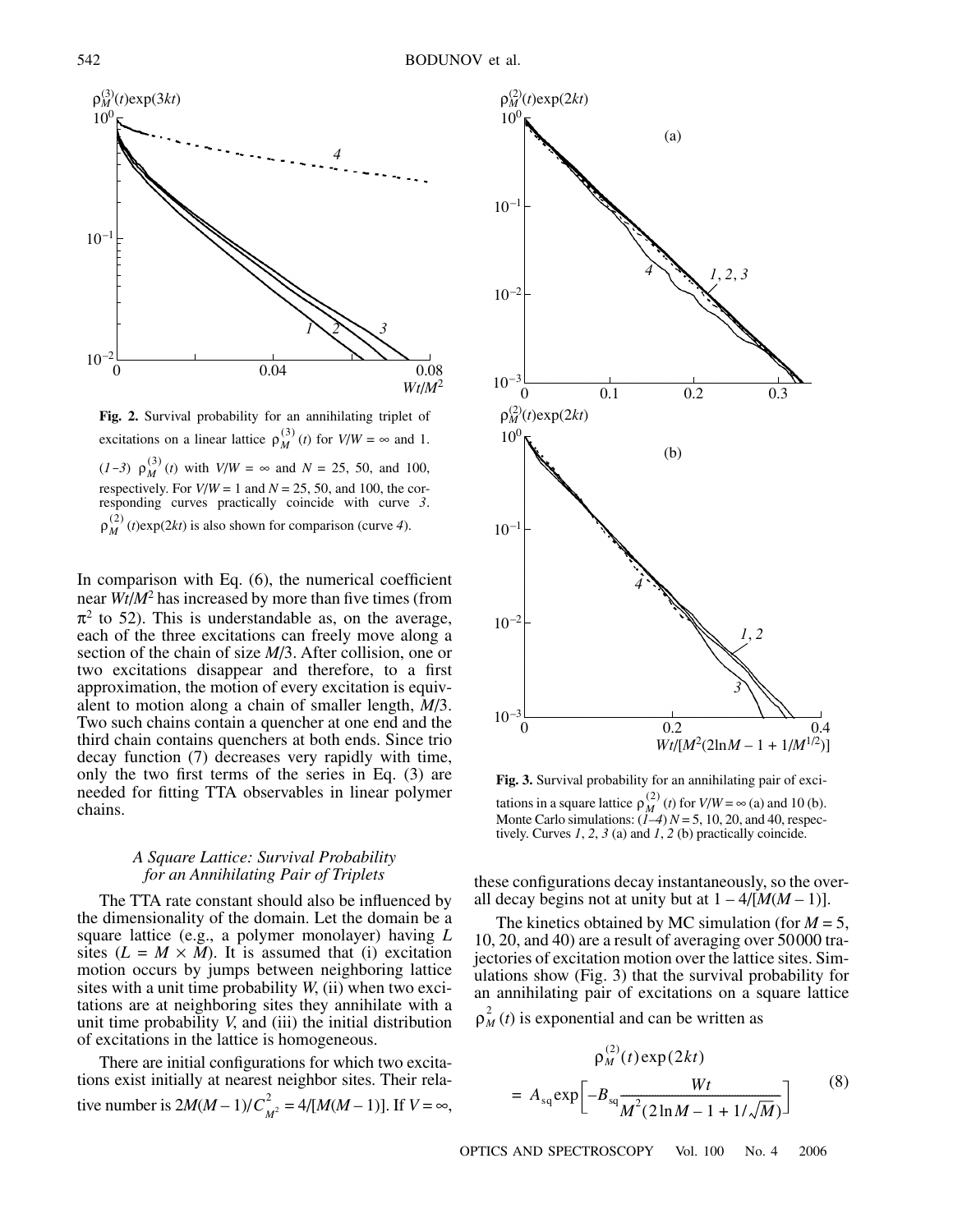**Fig. 2.** Survival probability for an annihilating triplet of excitations on a linear lattice $\rho_M^{(3)}(t)$ for $V/W = \infty$ and 1. (*1–3*) $\rho_M^{(3)}(t)$ with $V/W = \infty$ and $N = 25$, 50, and 100, respectively. For $V/W = 1$ and $N = 25$, 50, and 100, the corresponding curves practically coincide with curve *3*. $\rho_M^{(2)}(t)\exp(2kt)$ is also shown for comparison (curve *4*).

In comparison with Eq. (6), the numerical coefficient near $Wt/M^2$ has increased by more than five times (from $\pi^2$ to 52). This is understandable as, on the average, each of the three excitations can freely move along a section of the chain of size $M/3$. After collision, one or two excitations disappear and therefore, to a first approximation, the motion of every excitation is equivalent to motion along a chain of smaller length, $M/3$. Two such chains contain a quencher at one end and the third chain contains quenchers at both ends. Since trio decay function (7) decreases very rapidly with time, only the two first terms of the series in Eq. (3) are needed for fitting TTA observables in linear polymer chains.

### *A Square Lattice: Survival Probability for an Annihilating Pair of Triplets*

The TTA rate constant should also be influenced by the dimensionality of the domain. Let the domain be a square lattice (e.g., a polymer monolayer) having $L$ sites ($L = M \times M$). It is assumed that (i) excitation motion occurs by jumps between neighboring lattice sites with a unit time probability $W$, (ii) when two excitations are at neighboring sites they annihilate with a unit time probability $V$, and (iii) the initial distribution of excitations in the lattice is homogeneous.

There are initial configurations for which two excitations exist initially at nearest neighbor sites. Their relative number is $2M(M-1)/C_{M^2}^2 = 4/[M(M-1)]$. If $V = \infty$, these configurations decay instantaneously, so the overall decay begins not at unity but at $1 - 4/[M(M-1)]$.

**Fig. 3.** Survival probability for an annihilating pair of excitations in a square lattice $\rho_M^{(2)}(t)$ for $V/W = \infty$ (a) and 10 (b). Monte Carlo simulations: (*1–4*) $N = 5$, 10, 20, and 40, respectively. Curves *1*, *2*, *3* (a) and *1*, *2* (b) practically coincide.

The kinetics obtained by MC simulation (for $M = 5$, 10, 20, and 40) are a result of averaging over 50000 trajectories of excitation motion over the lattice sites. Simulations show (Fig. 3) that the survival probability for an annihilating pair of excitations on a square lattice $\rho_M^2(t)$ is exponential and can be written as

$$\rho_M^{(2)}(t)\exp(2kt) = A_{sq}\exp\left[-B_{sq}\frac{Wt}{M^2(2\ln M - 1 + 1/\sqrt{M})}\right] \tag{8}$$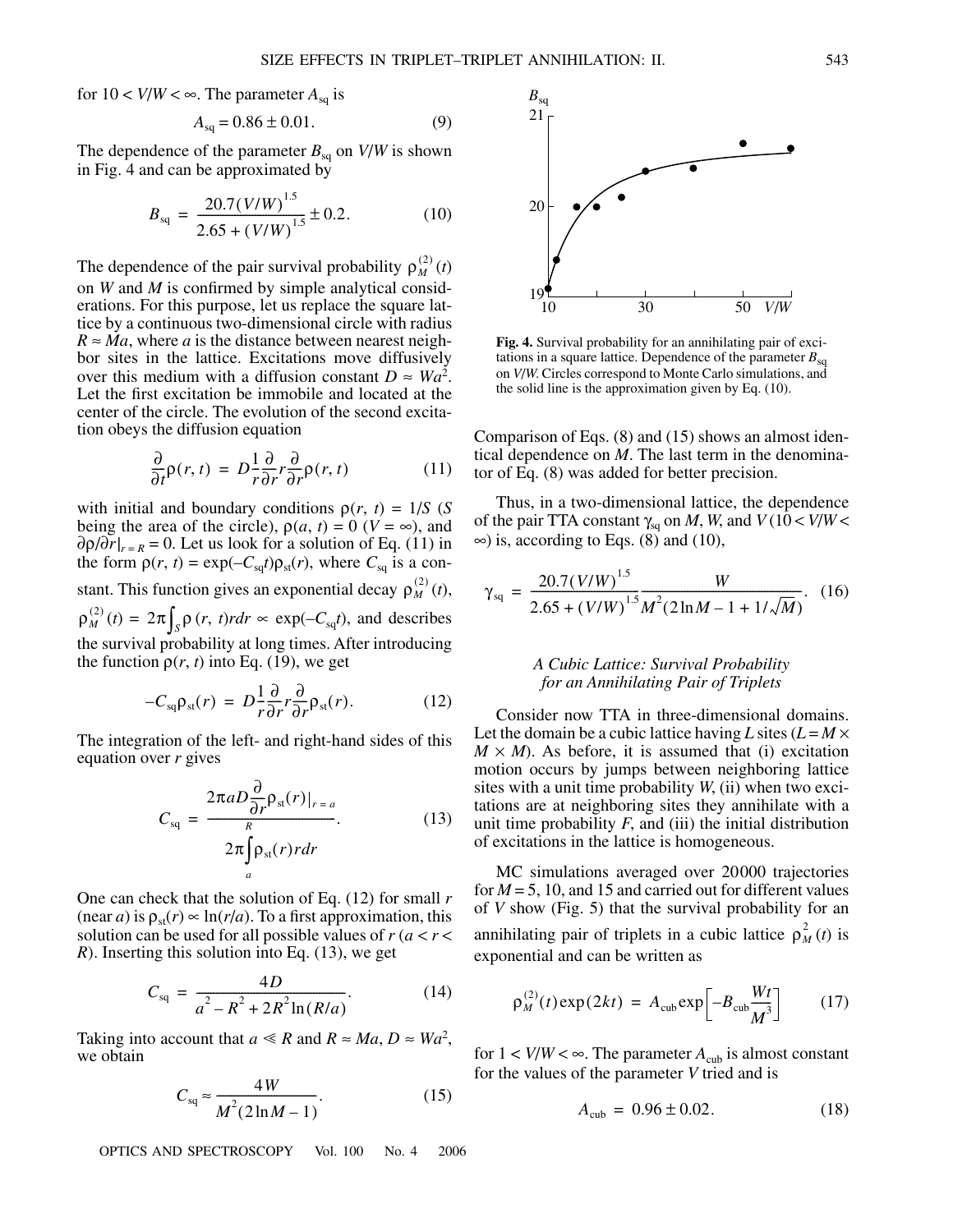for $10 < V/W < \infty$. The parameter $A_{sq}$ is

$$A_{sq} = 0.86 \pm 0.01. \tag{9}$$

The dependence of the parameter $B_{sq}$ on $V/W$ is shown in Fig. 4 and can be approximated by

$$B_{sq} = \frac{20.7(V/W)^{1.5}}{2.65 + (V/W)^{1.5}} \pm 0.2. \tag{10}$$

The dependence of the pair survival probability $\rho_M^{(2)}(t)$ on $W$ and $M$ is confirmed by simple analytical considerations. For this purpose, let us replace the square lattice by a continuous two-dimensional circle with radius $R \approx Ma$, where $a$ is the distance between nearest neighbor sites in the lattice. Excitations move diffusively over this medium with a diffusion constant $D \approx Wa^2$. Let the first excitation be immobile and located at the center of the circle. The evolution of the second excitation obeys the diffusion equation

$$\frac{\partial}{\partial t}\rho(r, t) = D\frac{1}{r}\frac{\partial}{\partial r}r\frac{\partial}{\partial r}\rho(r, t) \tag{11}$$

with initial and boundary conditions $\rho(r, t) = 1/S$ ($S$ being the area of the circle), $\rho(a, t) = 0$ ($V = \infty$), and $\partial\rho/\partial r|_{r=R} = 0$. Let us look for a solution of Eq. (11) in the form $\rho(r, t) = \exp(-C_{sq}t)\rho_{st}(r)$, where $C_{sq}$ is a constant. This function gives an exponential decay $\rho_M^{(2)}(t)$, $\rho_M^{(2)}(t) = 2\pi\int_S \rho(r, t) r dr \propto \exp(-C_{sq}t)$, and describes the survival probability at long times. After introducing the function $\rho(r, t)$ into Eq. (19), we get

$$-C_{sq}\rho_{st}(r) = D\frac{1}{r}\frac{\partial}{\partial r}r\frac{\partial}{\partial r}\rho_{st}(r). \tag{12}$$

The integration of the left- and right-hand sides of this equation over $r$ gives

$$C_{sq} = \frac{2\pi a D\frac{\partial}{\partial r}\rho_{st}(r)|_{r=a}}{2\pi\int_a^R \rho_{st}(r) r dr}. \tag{13}$$

One can check that the solution of Eq. (12) for small $r$ (near $a$) is $\rho_{st}(r) \propto \ln(r/a)$. To a first approximation, this solution can be used for all possible values of $r$ ($a < r < R$). Inserting this solution into Eq. (13), we get

$$C_{sq} = \frac{4D}{a^2 - R^2 + 2R^2\ln(R/a)}. \tag{14}$$

Taking into account that $a \ll R$ and $R \approx Ma$, $D \approx Wa^2$, we obtain

$$C_{sq} \approx \frac{4W}{M^2(2\ln M - 1)}. \tag{15}$$

**Fig. 4.** Survival probability for an annihilating pair of excitations in a square lattice. Dependence of the parameter $B_{sq}$ on $V/W$. Circles correspond to Monte Carlo simulations, and the solid line is the approximation given by Eq. (10).

Comparison of Eqs. (8) and (15) shows an almost identical dependence on $M$. The last term in the denominator of Eq. (8) was added for better precision.

Thus, in a two-dimensional lattice, the dependence of the pair TTA constant $\gamma_{sq}$ on $M$, $W$, and $V$ ($10 < V/W < \infty$) is, according to Eqs. (8) and (10),

$$\gamma_{sq} = \frac{20.7(V/W)^{1.5}}{2.65 + (V/W)^{1.5}}\frac{W}{M^2(2\ln M - 1 + 1/\sqrt{M})}. \tag{16}$$

### *A Cubic Lattice: Survival Probability for an Annihilating Pair of Triplets*

Consider now TTA in three-dimensional domains. Let the domain be a cubic lattice having $L$ sites ($L = M \times M \times M$). As before, it is assumed that (i) excitation motion occurs by jumps between neighboring lattice sites with a unit time probability $W$, (ii) when two excitations are at neighboring sites they annihilate with a unit time probability $F$, and (iii) the initial distribution of excitations in the lattice is homogeneous.

MC simulations averaged over 20000 trajectories for $M = 5$, 10, and 15 and carried out for different values of $V$ show (Fig. 5) that the survival probability for an annihilating pair of triplets in a cubic lattice $\rho_M^2(t)$ is exponential and can be written as

$$\rho_M^{(2)}(t)\exp(2kt) = A_{cub}\exp\left[-B_{cub}\frac{Wt}{M^3}\right] \tag{17}$$

for $1 < V/W < \infty$. The parameter $A_{cub}$ is almost constant for the values of the parameter $V$ tried and is

$$A_{cub} = 0.96 \pm 0.02. \tag{18}$$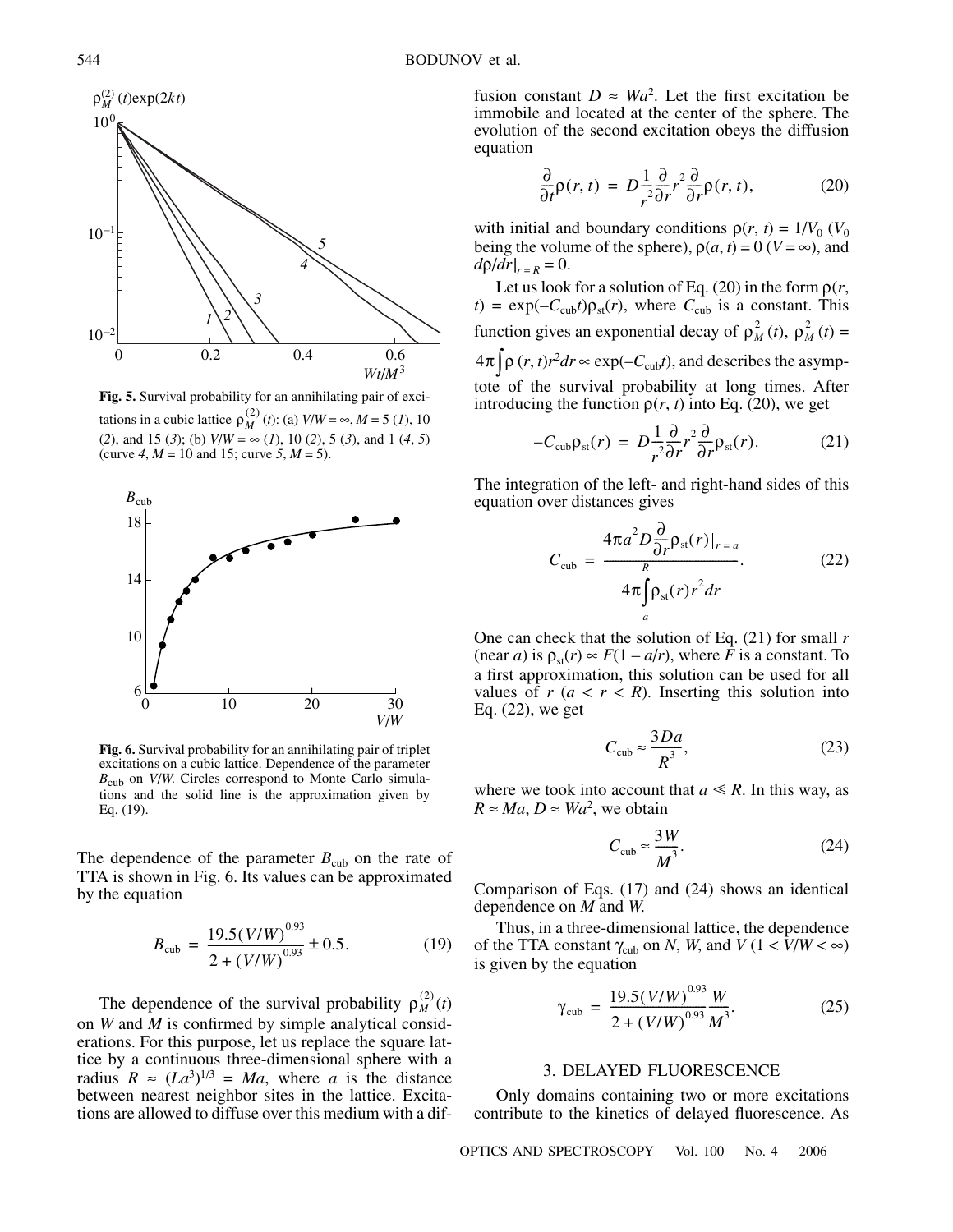Fig. 5. Survival probability for an annihilating pair of excitations in a cubic lattice $\rho_M^{(2)}(t)$: (a) $V/W = \infty$, $M = 5$ (*1*), 10 (*2*), and 15 (*3*); (b) $V/W = \infty$ (*1*), 10 (*2*), 5 (*3*), and 1 (*4*, *5*) (curve *4*, $M = 10$ and 15; curve *5*, $M = 5$).

Fig. 6. Survival probability for an annihilating pair of triplet excitations on a cubic lattice. Dependence of the parameter $B_{\text{cub}}$ on $V/W$. Circles correspond to Monte Carlo simulations and the solid line is the approximation given by Eq. (19).

The dependence of the parameter $B_{\text{cub}}$ on the rate of TTA is shown in Fig. 6. Its values can be approximated by the equation

$$B_{\text{cub}} = \frac{19.5(V/W)^{0.93}}{2 + (V/W)^{0.93}} \pm 0.5. \tag{19}$$

The dependence of the survival probability $\rho_M^{(2)}(t)$ on $W$ and $M$ is confirmed by simple analytical considerations. For this purpose, let us replace the square lattice by a continuous three-dimensional sphere with a radius $R \approx (La^3)^{1/3} = Ma$, where $a$ is the distance between nearest neighbor sites in the lattice. Excitations are allowed to diffuse over this medium with a diffusion constant $D \approx Wa^2$. Let the first excitation be immobile and located at the center of the sphere. The evolution of the second excitation obeys the diffusion equation

$$\frac{\partial}{\partial t}\rho(r, t) = D\frac{1}{r^2}\frac{\partial}{\partial r}r^2\frac{\partial}{\partial r}\rho(r, t), \tag{20}$$

with initial and boundary conditions $\rho(r, t) = 1/V_0$ ($V_0$ being the volume of the sphere), $\rho(a, t) = 0$ ($V = \infty$), and $d\rho/dr|_{r=R} = 0$.

Let us look for a solution of Eq. (20) in the form $\rho(r, t) = \exp(-C_{\text{cub}}t)\rho_{\text{st}}(r)$, where $C_{\text{cub}}$ is a constant. This function gives an exponential decay of $\rho_M^2(t)$, $\rho_M^2(t) = 4\pi\int\rho(r, t)r^2dr \propto \exp(-C_{\text{cub}}t)$, and describes the asymptote of the survival probability at long times. After introducing the function $\rho(r, t)$ into Eq. (20), we get

$$-C_{\text{cub}}\rho_{\text{st}}(r) = D\frac{1}{r^2}\frac{\partial}{\partial r}r^2\frac{\partial}{\partial r}\rho_{\text{st}}(r). \tag{21}$$

The integration of the left- and right-hand sides of this equation over distances gives

$$C_{\text{cub}} = \frac{4\pi a^2 D\frac{\partial}{\partial r}\rho_{\text{st}}(r)|_{r=a}}{4\pi\int_a^R \rho_{\text{st}}(r)r^2dr}. \tag{22}$$

One can check that the solution of Eq. (21) for small $r$ (near $a$) is $\rho_{\text{st}}(r) \propto F(1 - a/r)$, where $F$ is a constant. To a first approximation, this solution can be used for all values of $r$ ($a < r < R$). Inserting this solution into Eq. (22), we get

$$C_{\text{cub}} \approx \frac{3Da}{R^3}, \tag{23}$$

where we took into account that $a \ll R$. In this way, as $R \approx Ma$, $D \approx Wa^2$, we obtain

$$C_{\text{cub}} \approx \frac{3W}{M^3}. \tag{24}$$

Comparison of Eqs. (17) and (24) shows an identical dependence on $M$ and $W$.

Thus, in a three-dimensional lattice, the dependence of the TTA constant $\gamma_{\text{cub}}$ on $N$, $W$, and $V$ ($1 < V/W < \infty$) is given by the equation

$$\gamma_{\text{cub}} = \frac{19.5(V/W)^{0.93}}{2 + (V/W)^{0.93}}\frac{W}{M^3}. \tag{25}$$

## 3. DELAYED FLUORESCENCE

Only domains containing two or more excitations contribute to the kinetics of delayed fluorescence. As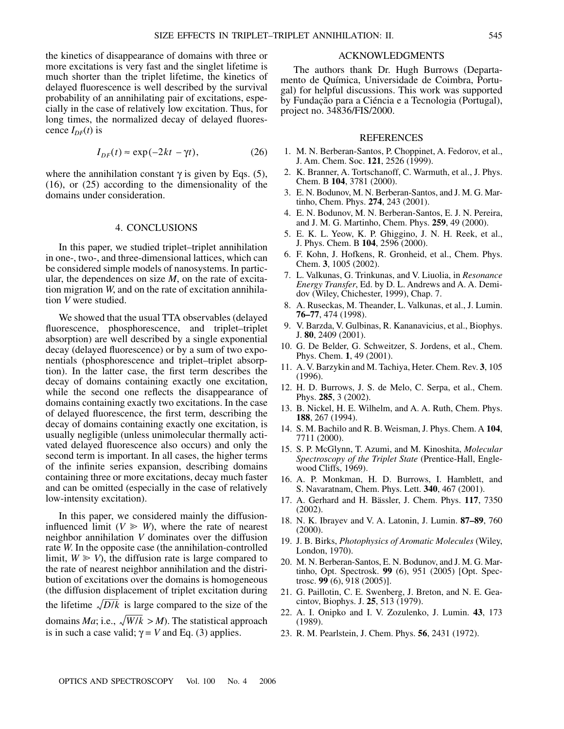the kinetics of disappearance of domains with three or more excitations is very fast and the singlet lifetime is much shorter than the triplet lifetime, the kinetics of delayed fluorescence is well described by the survival probability of an annihilating pair of excitations, especially in the case of relatively low excitation. Thus, for long times, the normalized decay of delayed fluorescence $I_{DF}(t)$ is

$$I_{DF}(t) \approx \exp(-2kt - \gamma t), \tag{26}$$

where the annihilation constant $\gamma$ is given by Eqs. (5), (16), or (25) according to the dimensionality of the domains under consideration.

## 4. CONCLUSIONS

In this paper, we studied triplet–triplet annihilation in one-, two-, and three-dimensional lattices, which can be considered simple models of nanosystems. In particular, the dependences on size $M$, on the rate of excitation migration $W$, and on the rate of excitation annihilation $V$ were studied.

We showed that the usual TTA observables (delayed fluorescence, phosphorescence, and triplet–triplet absorption) are well described by a single exponential decay (delayed fluorescence) or by a sum of two exponentials (phosphorescence and triplet–triplet absorption). In the latter case, the first term describes the decay of domains containing exactly one excitation, while the second one reflects the disappearance of domains containing exactly two excitations. In the case of delayed fluorescence, the first term, describing the decay of domains containing exactly one excitation, is usually negligible (unless unimolecular thermally activated delayed fluorescence also occurs) and only the second term is important. In all cases, the higher terms of the infinite series expansion, describing domains containing three or more excitations, decay much faster and can be omitted (especially in the case of relatively low-intensity excitation).

In this paper, we considered mainly the diffusion-influenced limit ($V \gg W$), where the rate of nearest neighbor annihilation $V$ dominates over the diffusion rate $W$. In the opposite case (the annihilation-controlled limit, $W \gg V$), the diffusion rate is large compared to the rate of nearest neighbor annihilation and the distribution of excitations over the domains is homogeneous (the diffusion displacement of triplet excitation during the lifetime $\sqrt{D/k}$ is large compared to the size of the domains $Ma$; i.e., $\sqrt{W/k} > M$). The statistical approach is in such a case valid; $\gamma = V$ and Eq. (3) applies.

## ACKNOWLEDGMENTS

The authors thank Dr. Hugh Burrows (Departamento de Química, Universidade de Coimbra, Portugal) for helpful discussions. This work was supported by Fundação para a Ciéncia e a Tecnologia (Portugal), project no. 34836/FIS/2000.

## REFERENCES

1. M. N. Berberan-Santos, P. Choppinet, A. Fedorov, et al., J. Am. Chem. Soc. **121**, 2526 (1999).
2. K. Branner, A. Tortschanoff, C. Warmuth, et al., J. Phys. Chem. B **104**, 3781 (2000).
3. E. N. Bodunov, M. N. Berberan-Santos, and J. M. G. Martinho, Chem. Phys. **274**, 243 (2001).
4. E. N. Bodunov, M. N. Berberan-Santos, E. J. N. Pereira, and J. M. G. Martinho, Chem. Phys. **259**, 49 (2000).
5. E. K. L. Yeow, K. P. Ghiggino, J. N. H. Reek, et al., J. Phys. Chem. B **104**, 2596 (2000).
6. F. Kohn, J. Hofkens, R. Gronheid, et al., Chem. Phys. Chem. **3**, 1005 (2002).
7. L. Valkunas, G. Trinkunas, and V. Liuolia, in *Resonance Energy Transfer*, Ed. by D. L. Andrews and A. A. Demidov (Wiley, Chichester, 1999), Chap. 7.
8. A. Ruseckas, M. Theander, L. Valkunas, et al., J. Lumin. **76–77**, 474 (1998).
9. V. Barzda, V. Gulbinas, R. Kananavicius, et al., Biophys. J. **80**, 2409 (2001).
10. G. De Belder, G. Schweitzer, S. Jordens, et al., Chem. Phys. Chem. **1**, 49 (2001).
11. A. V. Barzykin and M. Tachiya, Heter. Chem. Rev. **3**, 105 (1996).
12. H. D. Burrows, J. S. de Melo, C. Serpa, et al., Chem. Phys. **285**, 3 (2002).
13. B. Nickel, H. E. Wilhelm, and A. A. Ruth, Chem. Phys. **188**, 267 (1994).
14. S. M. Bachilo and R. B. Weisman, J. Phys. Chem. A **104**, 7711 (2000).
15. S. P. McGlynn, T. Azumi, and M. Kinoshita, *Molecular Spectroscopy of the Triplet State* (Prentice-Hall, Englewood Cliffs, 1969).
16. A. P. Monkman, H. D. Burrows, I. Hamblett, and S. Navaratnam, Chem. Phys. Lett. **340**, 467 (2001).
17. A. Gerhard and H. Bässler, J. Chem. Phys. **117**, 7350 (2002).
18. N. K. Ibrayev and V. A. Latonin, J. Lumin. **87–89**, 760 (2000).
19. J. B. Birks, *Photophysics of Aromatic Molecules* (Wiley, London, 1970).
20. M. N. Berberan-Santos, E. N. Bodunov, and J. M. G. Martinho, Opt. Spektrosk. **99** (6), 951 (2005) [Opt. Spectrosc. **99** (6), 918 (2005)].
21. G. Paillotin, C. E. Swenberg, J. Breton, and N. E. Geacintov, Biophys. J. **25**, 513 (1979).
22. A. I. Onipko and I. V. Zozulenko, J. Lumin. **43**, 173 (1989).
23. R. M. Pearlstein, J. Chem. Phys. **56**, 2431 (1972).